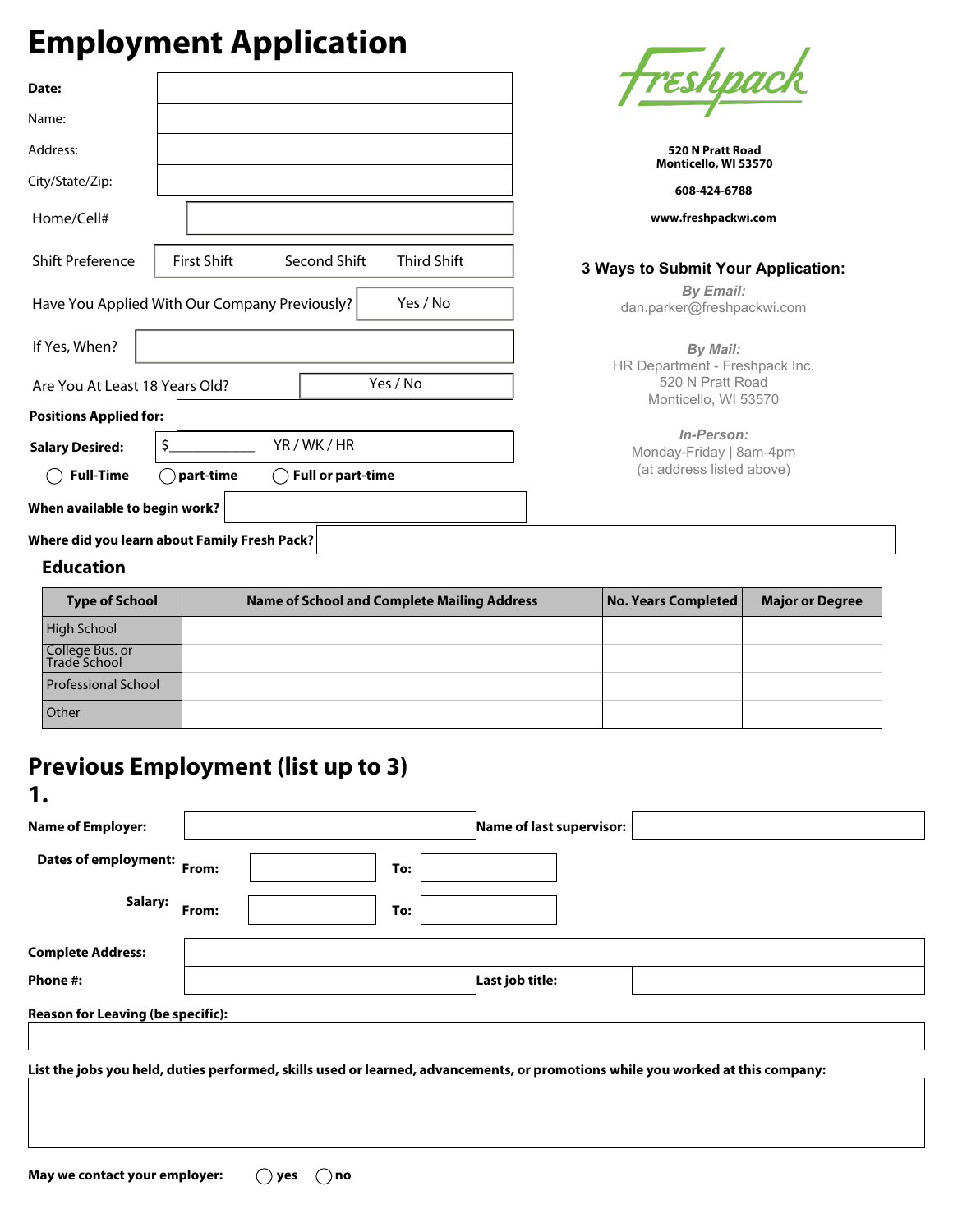# Employment Application

Freshpack

**520 N Pratt Road**
**Monticello, WI 53570**

**608-424-6788**

**www.freshpackwi.com**

### 3 Ways to Submit Your Application:

***By Email:***
dan.parker@freshpackwi.com

***By Mail:***
HR Department - Freshpack Inc.
520 N Pratt Road
Monticello, WI 53570

***In-Person:***
Monday-Friday | 8am-4pm
(at address listed above)

**Date:**

Name:

Address:

City/State/Zip:

Home/Cell#

Shift Preference: First Shift Second Shift Third Shift

Have You Applied With Our Company Previously? Yes / No

If Yes, When?

Are You At Least 18 Years Old? Yes / No

**Positions Applied for:**

**Salary Desired:** $____________ YR / WK / HR

◯ **Full-Time** ◯ **part-time** ◯ **Full or part-time**

**When available to begin work?**

**Where did you learn about Family Fresh Pack?**

## Education

| Type of School | Name of School and Complete Mailing Address | No. Years Completed | Major or Degree |
|---|---|---|---|
| High School | | | |
| College Bus. or Trade School | | | |
| Professional School | | | |
| Other | | | |

## Previous Employment (list up to 3)

## 1.

**Name of Employer:** **Name of last supervisor:**

**Dates of employment:** **From:** **To:**

**Salary:** **From:** **To:**

**Complete Address:**

**Phone #:** **Last job title:**

**Reason for Leaving (be specific):**

**List the jobs you held, duties performed, skills used or learned, advancements, or promotions while you worked at this company:**

**May we contact your employer:** ◯ **yes** ◯ **no**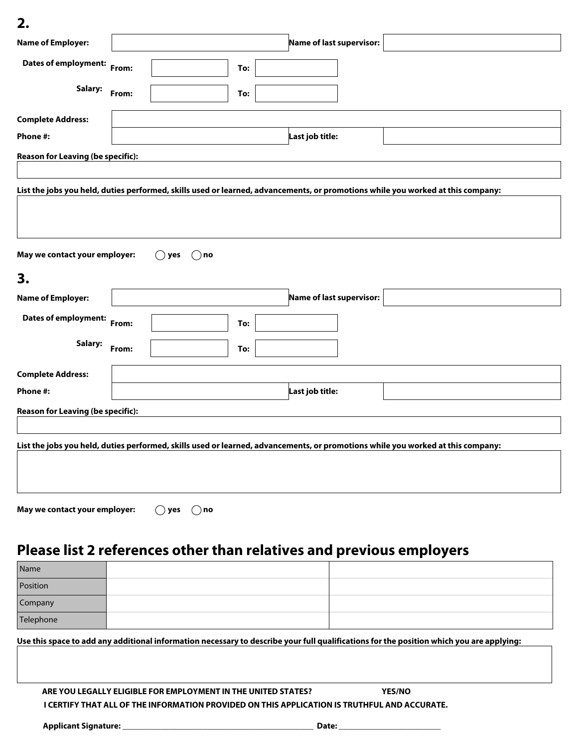## 2.

**Name of Employer:** **Name of last supervisor:**

**Dates of employment:** **From:** **To:**

**Salary:** **From:** **To:**

**Complete Address:**

**Phone #:** **Last job title:**

**Reason for Leaving (be specific):**

**List the jobs you held, duties performed, skills used or learned, advancements, or promotions while you worked at this company:**

**May we contact your employer:** ◯ **yes** ◯ **no**

## 3.

**Name of Employer:** **Name of last supervisor:**

**Dates of employment:** **From:** **To:**

**Salary:** **From:** **To:**

**Complete Address:**

**Phone #:** **Last job title:**

**Reason for Leaving (be specific):**

**List the jobs you held, duties performed, skills used or learned, advancements, or promotions while you worked at this company:**

**May we contact your employer:** ◯ **yes** ◯ **no**

# Please list 2 references other than relatives and previous employers

| | | |
|---|---|---|
| Name | | |
| Position | | |
| Company | | |
| Telephone | | |

**Use this space to add any additional information necessary to describe your full qualifications for the position which you are applying:**

**ARE YOU LEGALLY ELIGIBLE FOR EMPLOYMENT IN THE UNITED STATES?** **YES/NO**

**I CERTIFY THAT ALL OF THE INFORMATION PROVIDED ON THIS APPLICATION IS TRUTHFUL AND ACCURATE.**

**Applicant Signature:** ______________________________ **Date:** ____________________